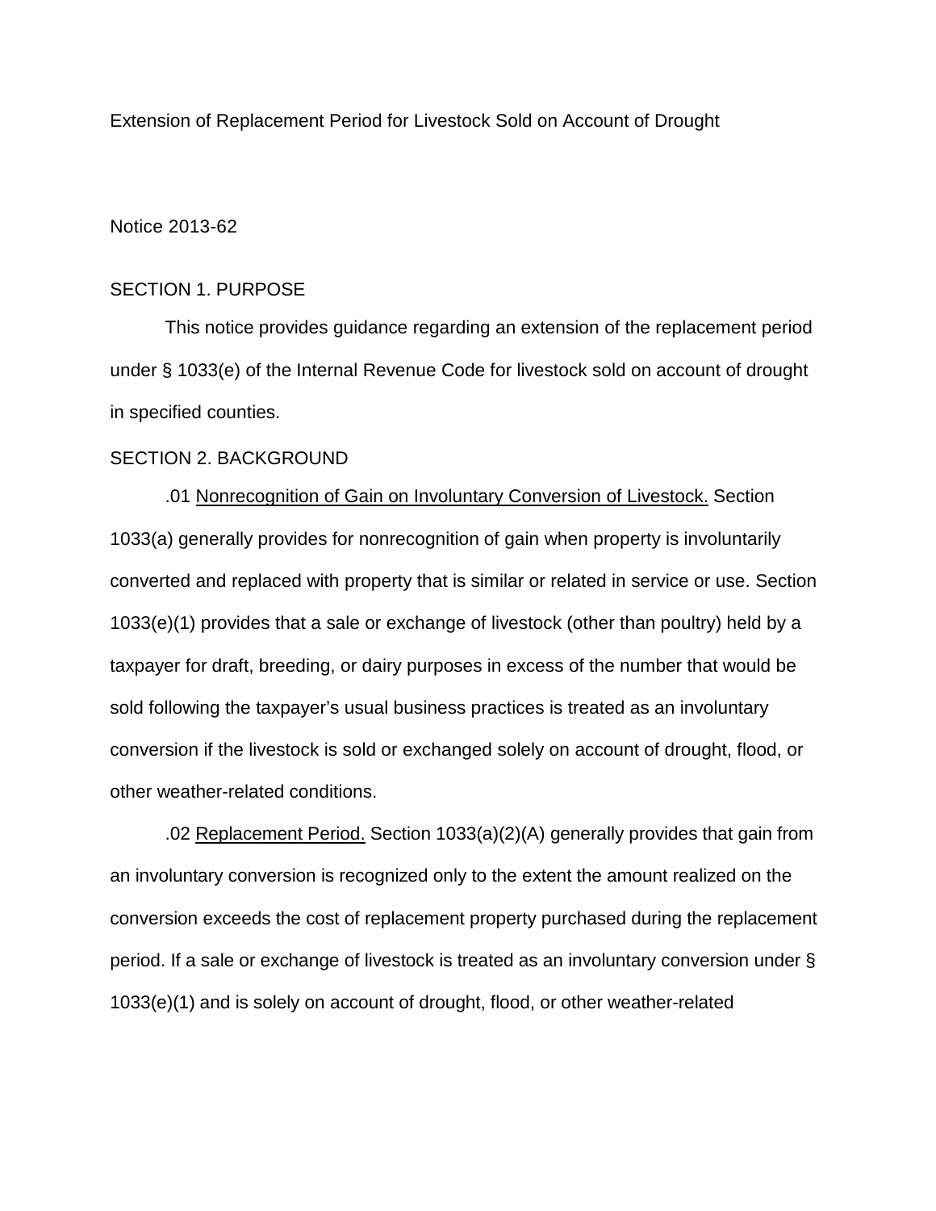# Extension of Replacement Period for Livestock Sold on Account of Drought

Notice 2013-62

## SECTION 1. PURPOSE

This notice provides guidance regarding an extension of the replacement period under § 1033(e) of the Internal Revenue Code for livestock sold on account of drought in specified counties.

## SECTION 2. BACKGROUND

.01 Nonrecognition of Gain on Involuntary Conversion of Livestock. Section 1033(a) generally provides for nonrecognition of gain when property is involuntarily converted and replaced with property that is similar or related in service or use. Section 1033(e)(1) provides that a sale or exchange of livestock (other than poultry) held by a taxpayer for draft, breeding, or dairy purposes in excess of the number that would be sold following the taxpayer's usual business practices is treated as an involuntary conversion if the livestock is sold or exchanged solely on account of drought, flood, or other weather-related conditions.

.02 Replacement Period. Section 1033(a)(2)(A) generally provides that gain from an involuntary conversion is recognized only to the extent the amount realized on the conversion exceeds the cost of replacement property purchased during the replacement period. If a sale or exchange of livestock is treated as an involuntary conversion under § 1033(e)(1) and is solely on account of drought, flood, or other weather-related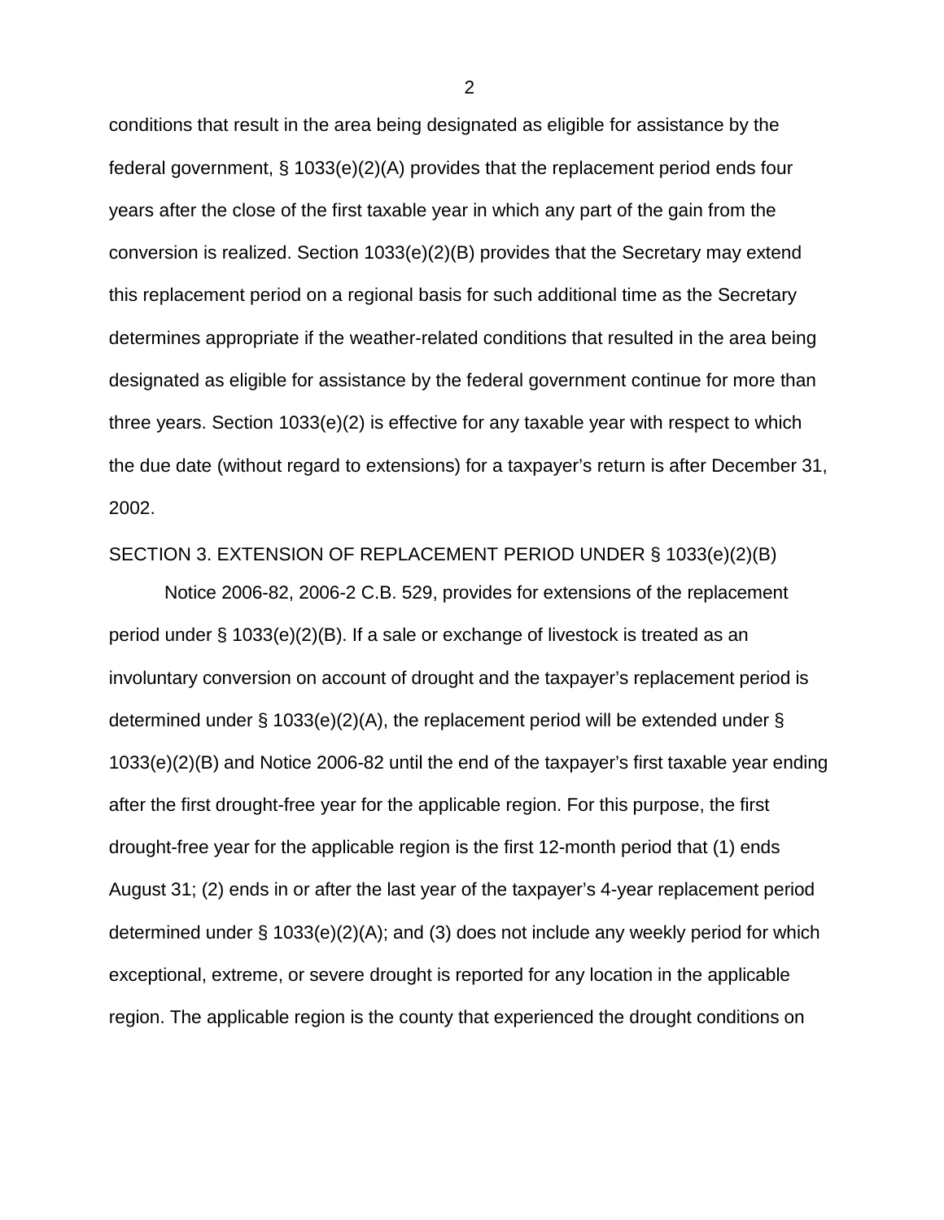conditions that result in the area being designated as eligible for assistance by the federal government, § 1033(e)(2)(A) provides that the replacement period ends four years after the close of the first taxable year in which any part of the gain from the conversion is realized. Section 1033(e)(2)(B) provides that the Secretary may extend this replacement period on a regional basis for such additional time as the Secretary determines appropriate if the weather-related conditions that resulted in the area being designated as eligible for assistance by the federal government continue for more than three years. Section 1033(e)(2) is effective for any taxable year with respect to which the due date (without regard to extensions) for a taxpayer's return is after December 31, 2002.

SECTION 3. EXTENSION OF REPLACEMENT PERIOD UNDER § 1033(e)(2)(B)

Notice 2006-82, 2006-2 C.B. 529, provides for extensions of the replacement period under § 1033(e)(2)(B). If a sale or exchange of livestock is treated as an involuntary conversion on account of drought and the taxpayer's replacement period is determined under § 1033(e)(2)(A), the replacement period will be extended under § 1033(e)(2)(B) and Notice 2006-82 until the end of the taxpayer's first taxable year ending after the first drought-free year for the applicable region. For this purpose, the first drought-free year for the applicable region is the first 12-month period that (1) ends August 31; (2) ends in or after the last year of the taxpayer's 4-year replacement period determined under § 1033(e)(2)(A); and (3) does not include any weekly period for which exceptional, extreme, or severe drought is reported for any location in the applicable region. The applicable region is the county that experienced the drought conditions on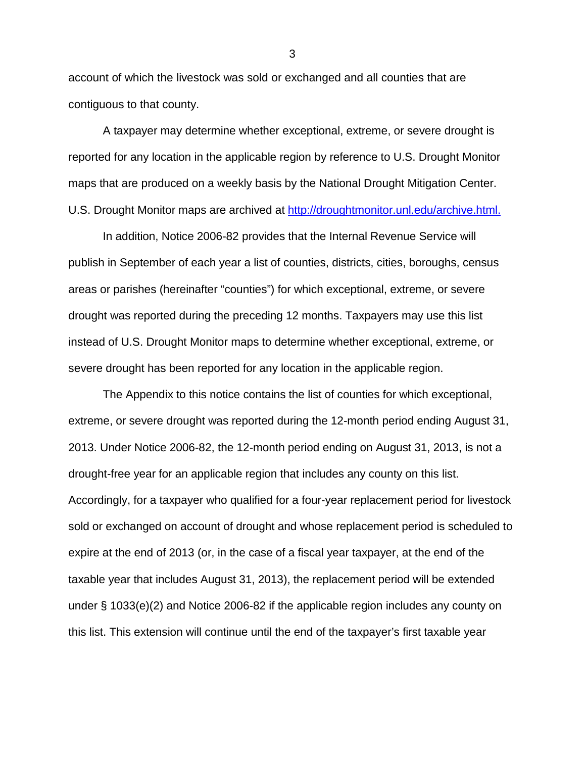account of which the livestock was sold or exchanged and all counties that are contiguous to that county.

A taxpayer may determine whether exceptional, extreme, or severe drought is reported for any location in the applicable region by reference to U.S. Drought Monitor maps that are produced on a weekly basis by the National Drought Mitigation Center. U.S. Drought Monitor maps are archived at http://droughtmonitor.unl.edu/archive.html.

In addition, Notice 2006-82 provides that the Internal Revenue Service will publish in September of each year a list of counties, districts, cities, boroughs, census areas or parishes (hereinafter "counties") for which exceptional, extreme, or severe drought was reported during the preceding 12 months. Taxpayers may use this list instead of U.S. Drought Monitor maps to determine whether exceptional, extreme, or severe drought has been reported for any location in the applicable region.

The Appendix to this notice contains the list of counties for which exceptional, extreme, or severe drought was reported during the 12-month period ending August 31, 2013. Under Notice 2006-82, the 12-month period ending on August 31, 2013, is not a drought-free year for an applicable region that includes any county on this list. Accordingly, for a taxpayer who qualified for a four-year replacement period for livestock sold or exchanged on account of drought and whose replacement period is scheduled to expire at the end of 2013 (or, in the case of a fiscal year taxpayer, at the end of the taxable year that includes August 31, 2013), the replacement period will be extended under § 1033(e)(2) and Notice 2006-82 if the applicable region includes any county on this list. This extension will continue until the end of the taxpayer's first taxable year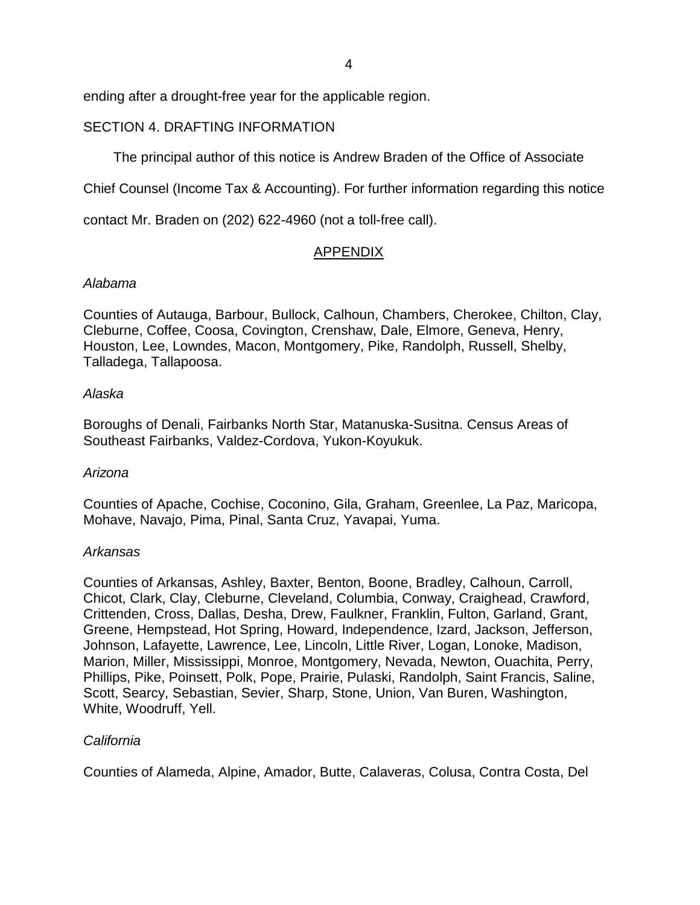ending after a drought-free year for the applicable region.

SECTION 4. DRAFTING INFORMATION

The principal author of this notice is Andrew Braden of the Office of Associate Chief Counsel (Income Tax & Accounting). For further information regarding this notice contact Mr. Braden on (202) 622-4960 (not a toll-free call).

## APPENDIX

*Alabama*

Counties of Autauga, Barbour, Bullock, Calhoun, Chambers, Cherokee, Chilton, Clay, Cleburne, Coffee, Coosa, Covington, Crenshaw, Dale, Elmore, Geneva, Henry, Houston, Lee, Lowndes, Macon, Montgomery, Pike, Randolph, Russell, Shelby, Talladega, Tallapoosa.

*Alaska*

Boroughs of Denali, Fairbanks North Star, Matanuska-Susitna. Census Areas of Southeast Fairbanks, Valdez-Cordova, Yukon-Koyukuk.

*Arizona*

Counties of Apache, Cochise, Coconino, Gila, Graham, Greenlee, La Paz, Maricopa, Mohave, Navajo, Pima, Pinal, Santa Cruz, Yavapai, Yuma.

*Arkansas*

Counties of Arkansas, Ashley, Baxter, Benton, Boone, Bradley, Calhoun, Carroll, Chicot, Clark, Clay, Cleburne, Cleveland, Columbia, Conway, Craighead, Crawford, Crittenden, Cross, Dallas, Desha, Drew, Faulkner, Franklin, Fulton, Garland, Grant, Greene, Hempstead, Hot Spring, Howard, Independence, Izard, Jackson, Jefferson, Johnson, Lafayette, Lawrence, Lee, Lincoln, Little River, Logan, Lonoke, Madison, Marion, Miller, Mississippi, Monroe, Montgomery, Nevada, Newton, Ouachita, Perry, Phillips, Pike, Poinsett, Polk, Pope, Prairie, Pulaski, Randolph, Saint Francis, Saline, Scott, Searcy, Sebastian, Sevier, Sharp, Stone, Union, Van Buren, Washington, White, Woodruff, Yell.

*California*

Counties of Alameda, Alpine, Amador, Butte, Calaveras, Colusa, Contra Costa, Del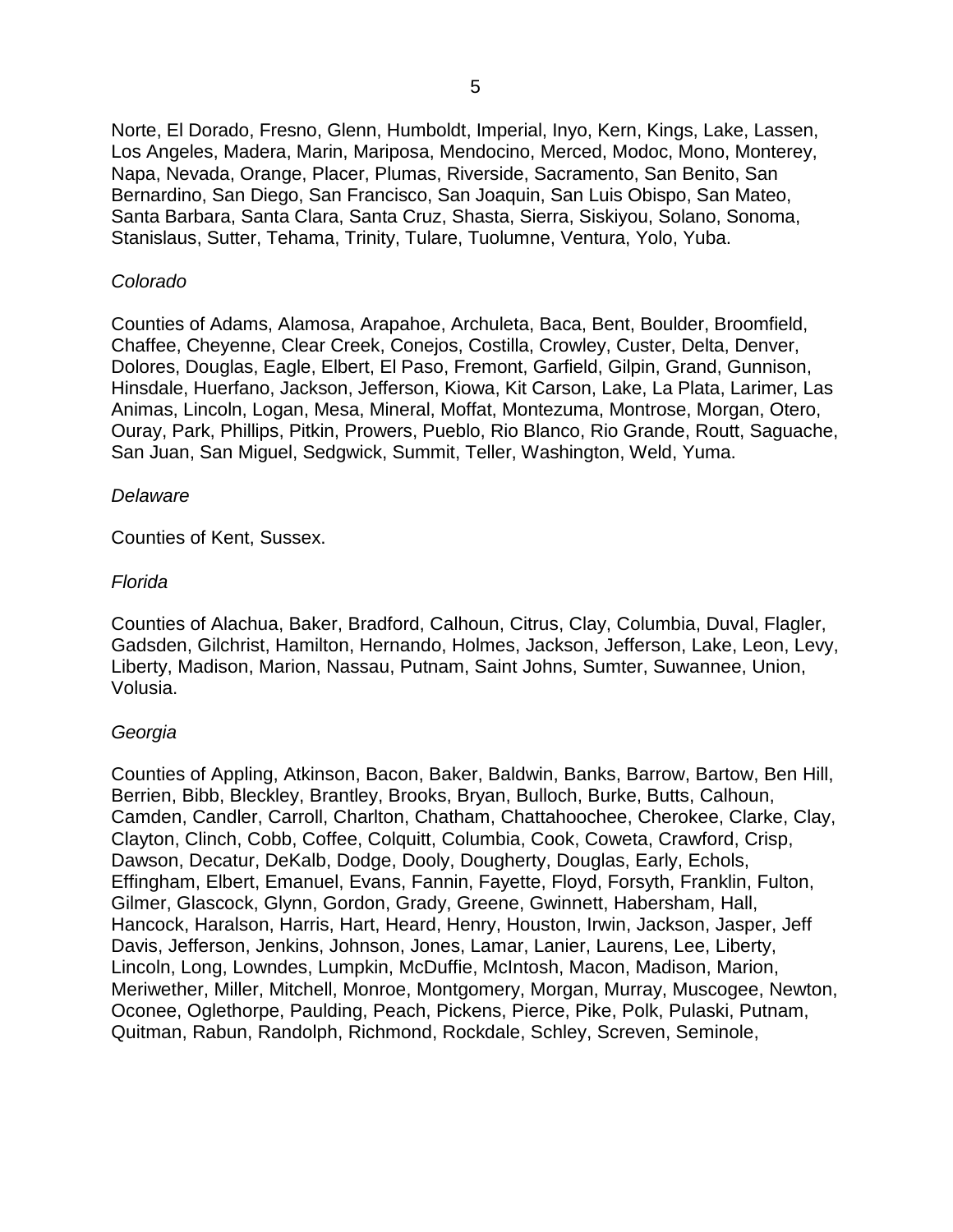Norte, El Dorado, Fresno, Glenn, Humboldt, Imperial, Inyo, Kern, Kings, Lake, Lassen, Los Angeles, Madera, Marin, Mariposa, Mendocino, Merced, Modoc, Mono, Monterey, Napa, Nevada, Orange, Placer, Plumas, Riverside, Sacramento, San Benito, San Bernardino, San Diego, San Francisco, San Joaquin, San Luis Obispo, San Mateo, Santa Barbara, Santa Clara, Santa Cruz, Shasta, Sierra, Siskiyou, Solano, Sonoma, Stanislaus, Sutter, Tehama, Trinity, Tulare, Tuolumne, Ventura, Yolo, Yuba.

*Colorado*

Counties of Adams, Alamosa, Arapahoe, Archuleta, Baca, Bent, Boulder, Broomfield, Chaffee, Cheyenne, Clear Creek, Conejos, Costilla, Crowley, Custer, Delta, Denver, Dolores, Douglas, Eagle, Elbert, El Paso, Fremont, Garfield, Gilpin, Grand, Gunnison, Hinsdale, Huerfano, Jackson, Jefferson, Kiowa, Kit Carson, Lake, La Plata, Larimer, Las Animas, Lincoln, Logan, Mesa, Mineral, Moffat, Montezuma, Montrose, Morgan, Otero, Ouray, Park, Phillips, Pitkin, Prowers, Pueblo, Rio Blanco, Rio Grande, Routt, Saguache, San Juan, San Miguel, Sedgwick, Summit, Teller, Washington, Weld, Yuma.

*Delaware*

Counties of Kent, Sussex.

*Florida*

Counties of Alachua, Baker, Bradford, Calhoun, Citrus, Clay, Columbia, Duval, Flagler, Gadsden, Gilchrist, Hamilton, Hernando, Holmes, Jackson, Jefferson, Lake, Leon, Levy, Liberty, Madison, Marion, Nassau, Putnam, Saint Johns, Sumter, Suwannee, Union, Volusia.

*Georgia*

Counties of Appling, Atkinson, Bacon, Baker, Baldwin, Banks, Barrow, Bartow, Ben Hill, Berrien, Bibb, Bleckley, Brantley, Brooks, Bryan, Bulloch, Burke, Butts, Calhoun, Camden, Candler, Carroll, Charlton, Chatham, Chattahoochee, Cherokee, Clarke, Clay, Clayton, Clinch, Cobb, Coffee, Colquitt, Columbia, Cook, Coweta, Crawford, Crisp, Dawson, Decatur, DeKalb, Dodge, Dooly, Dougherty, Douglas, Early, Echols, Effingham, Elbert, Emanuel, Evans, Fannin, Fayette, Floyd, Forsyth, Franklin, Fulton, Gilmer, Glascock, Glynn, Gordon, Grady, Greene, Gwinnett, Habersham, Hall, Hancock, Haralson, Harris, Hart, Heard, Henry, Houston, Irwin, Jackson, Jasper, Jeff Davis, Jefferson, Jenkins, Johnson, Jones, Lamar, Lanier, Laurens, Lee, Liberty, Lincoln, Long, Lowndes, Lumpkin, McDuffie, McIntosh, Macon, Madison, Marion, Meriwether, Miller, Mitchell, Monroe, Montgomery, Morgan, Murray, Muscogee, Newton, Oconee, Oglethorpe, Paulding, Peach, Pickens, Pierce, Pike, Polk, Pulaski, Putnam, Quitman, Rabun, Randolph, Richmond, Rockdale, Schley, Screven, Seminole,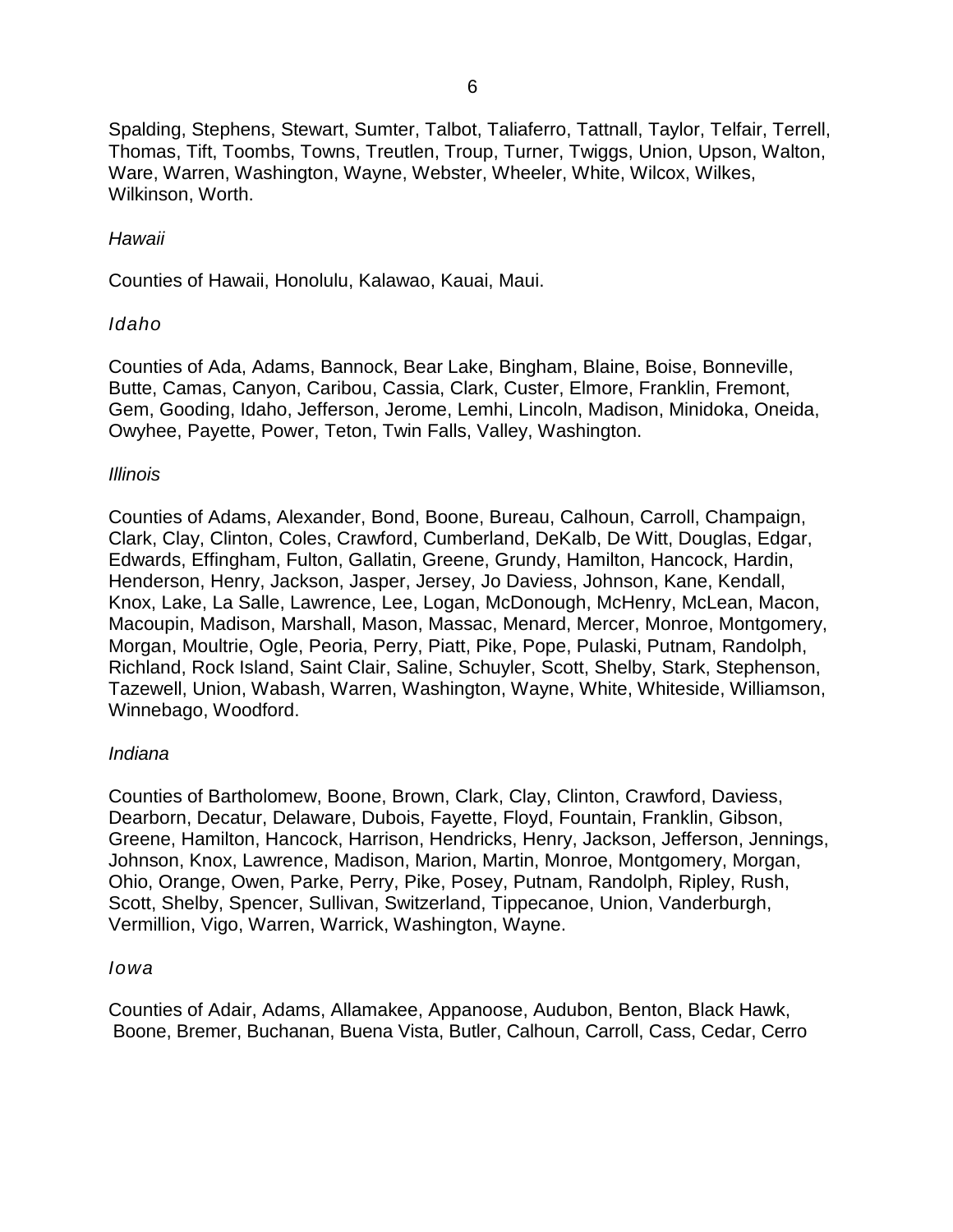Spalding, Stephens, Stewart, Sumter, Talbot, Taliaferro, Tattnall, Taylor, Telfair, Terrell, Thomas, Tift, Toombs, Towns, Treutlen, Troup, Turner, Twiggs, Union, Upson, Walton, Ware, Warren, Washington, Wayne, Webster, Wheeler, White, Wilcox, Wilkes, Wilkinson, Worth.

*Hawaii*

Counties of Hawaii, Honolulu, Kalawao, Kauai, Maui.

*Idaho*

Counties of Ada, Adams, Bannock, Bear Lake, Bingham, Blaine, Boise, Bonneville, Butte, Camas, Canyon, Caribou, Cassia, Clark, Custer, Elmore, Franklin, Fremont, Gem, Gooding, Idaho, Jefferson, Jerome, Lemhi, Lincoln, Madison, Minidoka, Oneida, Owyhee, Payette, Power, Teton, Twin Falls, Valley, Washington.

*Illinois*

Counties of Adams, Alexander, Bond, Boone, Bureau, Calhoun, Carroll, Champaign, Clark, Clay, Clinton, Coles, Crawford, Cumberland, DeKalb, De Witt, Douglas, Edgar, Edwards, Effingham, Fulton, Gallatin, Greene, Grundy, Hamilton, Hancock, Hardin, Henderson, Henry, Jackson, Jasper, Jersey, Jo Daviess, Johnson, Kane, Kendall, Knox, Lake, La Salle, Lawrence, Lee, Logan, McDonough, McHenry, McLean, Macon, Macoupin, Madison, Marshall, Mason, Massac, Menard, Mercer, Monroe, Montgomery, Morgan, Moultrie, Ogle, Peoria, Perry, Piatt, Pike, Pope, Pulaski, Putnam, Randolph, Richland, Rock Island, Saint Clair, Saline, Schuyler, Scott, Shelby, Stark, Stephenson, Tazewell, Union, Wabash, Warren, Washington, Wayne, White, Whiteside, Williamson, Winnebago, Woodford.

*Indiana*

Counties of Bartholomew, Boone, Brown, Clark, Clay, Clinton, Crawford, Daviess, Dearborn, Decatur, Delaware, Dubois, Fayette, Floyd, Fountain, Franklin, Gibson, Greene, Hamilton, Hancock, Harrison, Hendricks, Henry, Jackson, Jefferson, Jennings, Johnson, Knox, Lawrence, Madison, Marion, Martin, Monroe, Montgomery, Morgan, Ohio, Orange, Owen, Parke, Perry, Pike, Posey, Putnam, Randolph, Ripley, Rush, Scott, Shelby, Spencer, Sullivan, Switzerland, Tippecanoe, Union, Vanderburgh, Vermillion, Vigo, Warren, Warrick, Washington, Wayne.

*Iowa*

Counties of Adair, Adams, Allamakee, Appanoose, Audubon, Benton, Black Hawk, Boone, Bremer, Buchanan, Buena Vista, Butler, Calhoun, Carroll, Cass, Cedar, Cerro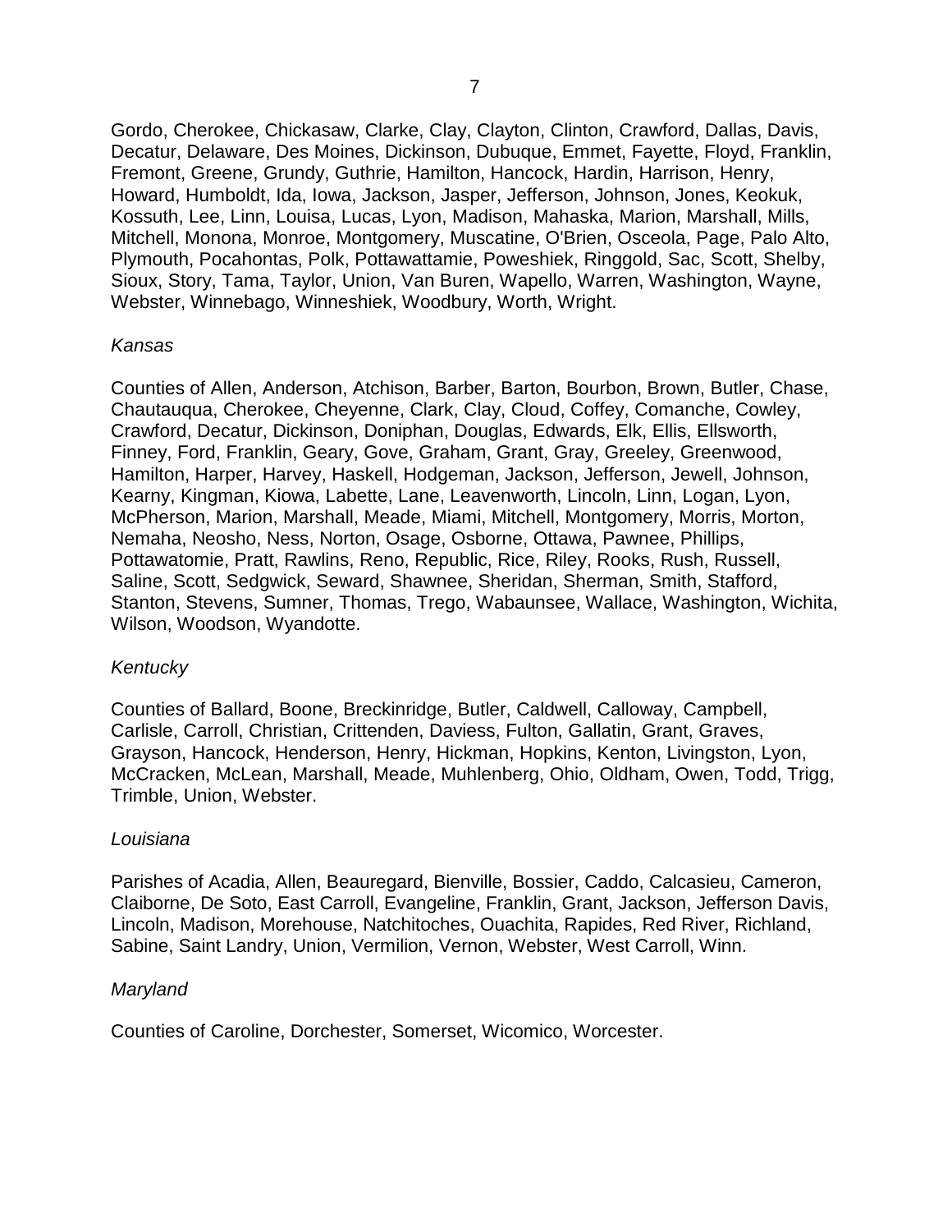Gordo, Cherokee, Chickasaw, Clarke, Clay, Clayton, Clinton, Crawford, Dallas, Davis, Decatur, Delaware, Des Moines, Dickinson, Dubuque, Emmet, Fayette, Floyd, Franklin, Fremont, Greene, Grundy, Guthrie, Hamilton, Hancock, Hardin, Harrison, Henry, Howard, Humboldt, Ida, Iowa, Jackson, Jasper, Jefferson, Johnson, Jones, Keokuk, Kossuth, Lee, Linn, Louisa, Lucas, Lyon, Madison, Mahaska, Marion, Marshall, Mills, Mitchell, Monona, Monroe, Montgomery, Muscatine, O'Brien, Osceola, Page, Palo Alto, Plymouth, Pocahontas, Polk, Pottawattamie, Poweshiek, Ringgold, Sac, Scott, Shelby, Sioux, Story, Tama, Taylor, Union, Van Buren, Wapello, Warren, Washington, Wayne, Webster, Winnebago, Winneshiek, Woodbury, Worth, Wright.

*Kansas*

Counties of Allen, Anderson, Atchison, Barber, Barton, Bourbon, Brown, Butler, Chase, Chautauqua, Cherokee, Cheyenne, Clark, Clay, Cloud, Coffey, Comanche, Cowley, Crawford, Decatur, Dickinson, Doniphan, Douglas, Edwards, Elk, Ellis, Ellsworth, Finney, Ford, Franklin, Geary, Gove, Graham, Grant, Gray, Greeley, Greenwood, Hamilton, Harper, Harvey, Haskell, Hodgeman, Jackson, Jefferson, Jewell, Johnson, Kearny, Kingman, Kiowa, Labette, Lane, Leavenworth, Lincoln, Linn, Logan, Lyon, McPherson, Marion, Marshall, Meade, Miami, Mitchell, Montgomery, Morris, Morton, Nemaha, Neosho, Ness, Norton, Osage, Osborne, Ottawa, Pawnee, Phillips, Pottawatomie, Pratt, Rawlins, Reno, Republic, Rice, Riley, Rooks, Rush, Russell, Saline, Scott, Sedgwick, Seward, Shawnee, Sheridan, Sherman, Smith, Stafford, Stanton, Stevens, Sumner, Thomas, Trego, Wabaunsee, Wallace, Washington, Wichita, Wilson, Woodson, Wyandotte.

*Kentucky*

Counties of Ballard, Boone, Breckinridge, Butler, Caldwell, Calloway, Campbell, Carlisle, Carroll, Christian, Crittenden, Daviess, Fulton, Gallatin, Grant, Graves, Grayson, Hancock, Henderson, Henry, Hickman, Hopkins, Kenton, Livingston, Lyon, McCracken, McLean, Marshall, Meade, Muhlenberg, Ohio, Oldham, Owen, Todd, Trigg, Trimble, Union, Webster.

*Louisiana*

Parishes of Acadia, Allen, Beauregard, Bienville, Bossier, Caddo, Calcasieu, Cameron, Claiborne, De Soto, East Carroll, Evangeline, Franklin, Grant, Jackson, Jefferson Davis, Lincoln, Madison, Morehouse, Natchitoches, Ouachita, Rapides, Red River, Richland, Sabine, Saint Landry, Union, Vermilion, Vernon, Webster, West Carroll, Winn.

*Maryland*

Counties of Caroline, Dorchester, Somerset, Wicomico, Worcester.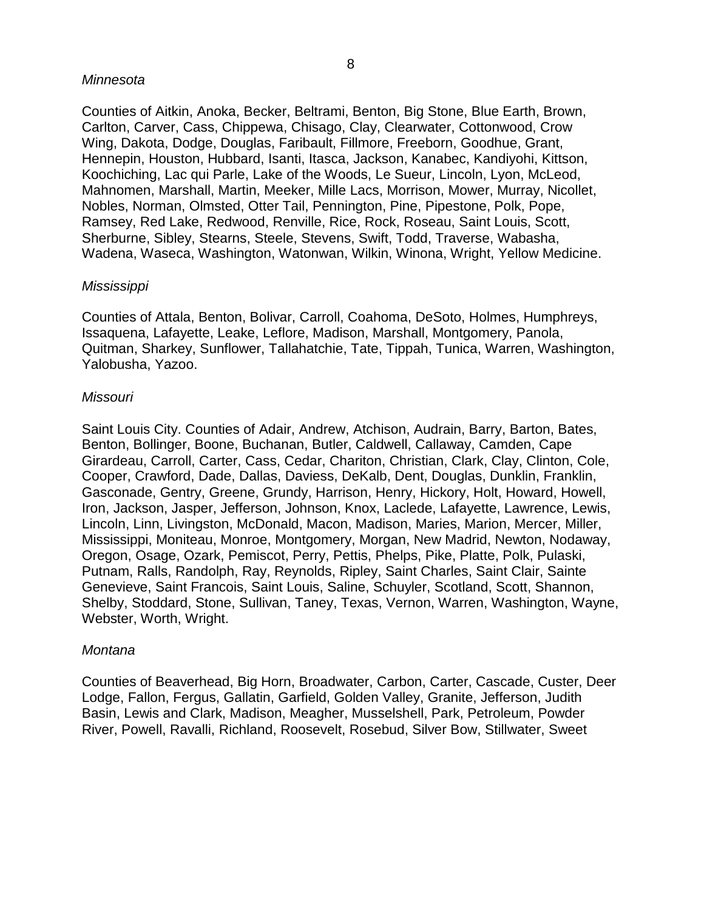*Minnesota*

Counties of Aitkin, Anoka, Becker, Beltrami, Benton, Big Stone, Blue Earth, Brown, Carlton, Carver, Cass, Chippewa, Chisago, Clay, Clearwater, Cottonwood, Crow Wing, Dakota, Dodge, Douglas, Faribault, Fillmore, Freeborn, Goodhue, Grant, Hennepin, Houston, Hubbard, Isanti, Itasca, Jackson, Kanabec, Kandiyohi, Kittson, Koochiching, Lac qui Parle, Lake of the Woods, Le Sueur, Lincoln, Lyon, McLeod, Mahnomen, Marshall, Martin, Meeker, Mille Lacs, Morrison, Mower, Murray, Nicollet, Nobles, Norman, Olmsted, Otter Tail, Pennington, Pine, Pipestone, Polk, Pope, Ramsey, Red Lake, Redwood, Renville, Rice, Rock, Roseau, Saint Louis, Scott, Sherburne, Sibley, Stearns, Steele, Stevens, Swift, Todd, Traverse, Wabasha, Wadena, Waseca, Washington, Watonwan, Wilkin, Winona, Wright, Yellow Medicine.

*Mississippi*

Counties of Attala, Benton, Bolivar, Carroll, Coahoma, DeSoto, Holmes, Humphreys, Issaquena, Lafayette, Leake, Leflore, Madison, Marshall, Montgomery, Panola, Quitman, Sharkey, Sunflower, Tallahatchie, Tate, Tippah, Tunica, Warren, Washington, Yalobusha, Yazoo.

*Missouri*

Saint Louis City. Counties of Adair, Andrew, Atchison, Audrain, Barry, Barton, Bates, Benton, Bollinger, Boone, Buchanan, Butler, Caldwell, Callaway, Camden, Cape Girardeau, Carroll, Carter, Cass, Cedar, Chariton, Christian, Clark, Clay, Clinton, Cole, Cooper, Crawford, Dade, Dallas, Daviess, DeKalb, Dent, Douglas, Dunklin, Franklin, Gasconade, Gentry, Greene, Grundy, Harrison, Henry, Hickory, Holt, Howard, Howell, Iron, Jackson, Jasper, Jefferson, Johnson, Knox, Laclede, Lafayette, Lawrence, Lewis, Lincoln, Linn, Livingston, McDonald, Macon, Madison, Maries, Marion, Mercer, Miller, Mississippi, Moniteau, Monroe, Montgomery, Morgan, New Madrid, Newton, Nodaway, Oregon, Osage, Ozark, Pemiscot, Perry, Pettis, Phelps, Pike, Platte, Polk, Pulaski, Putnam, Ralls, Randolph, Ray, Reynolds, Ripley, Saint Charles, Saint Clair, Sainte Genevieve, Saint Francois, Saint Louis, Saline, Schuyler, Scotland, Scott, Shannon, Shelby, Stoddard, Stone, Sullivan, Taney, Texas, Vernon, Warren, Washington, Wayne, Webster, Worth, Wright.

*Montana*

Counties of Beaverhead, Big Horn, Broadwater, Carbon, Carter, Cascade, Custer, Deer Lodge, Fallon, Fergus, Gallatin, Garfield, Golden Valley, Granite, Jefferson, Judith Basin, Lewis and Clark, Madison, Meagher, Musselshell, Park, Petroleum, Powder River, Powell, Ravalli, Richland, Roosevelt, Rosebud, Silver Bow, Stillwater, Sweet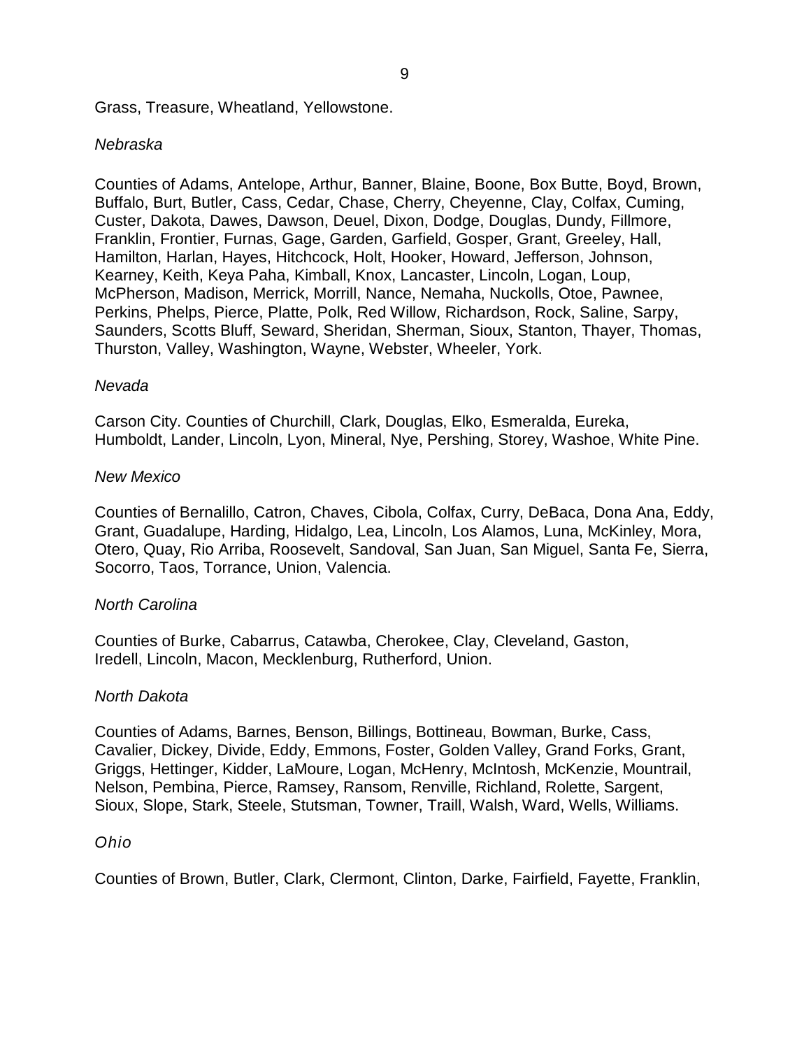Grass, Treasure, Wheatland, Yellowstone.

*Nebraska*

Counties of Adams, Antelope, Arthur, Banner, Blaine, Boone, Box Butte, Boyd, Brown, Buffalo, Burt, Butler, Cass, Cedar, Chase, Cherry, Cheyenne, Clay, Colfax, Cuming, Custer, Dakota, Dawes, Dawson, Deuel, Dixon, Dodge, Douglas, Dundy, Fillmore, Franklin, Frontier, Furnas, Gage, Garden, Garfield, Gosper, Grant, Greeley, Hall, Hamilton, Harlan, Hayes, Hitchcock, Holt, Hooker, Howard, Jefferson, Johnson, Kearney, Keith, Keya Paha, Kimball, Knox, Lancaster, Lincoln, Logan, Loup, McPherson, Madison, Merrick, Morrill, Nance, Nemaha, Nuckolls, Otoe, Pawnee, Perkins, Phelps, Pierce, Platte, Polk, Red Willow, Richardson, Rock, Saline, Sarpy, Saunders, Scotts Bluff, Seward, Sheridan, Sherman, Sioux, Stanton, Thayer, Thomas, Thurston, Valley, Washington, Wayne, Webster, Wheeler, York.

*Nevada*

Carson City. Counties of Churchill, Clark, Douglas, Elko, Esmeralda, Eureka, Humboldt, Lander, Lincoln, Lyon, Mineral, Nye, Pershing, Storey, Washoe, White Pine.

*New Mexico*

Counties of Bernalillo, Catron, Chaves, Cibola, Colfax, Curry, DeBaca, Dona Ana, Eddy, Grant, Guadalupe, Harding, Hidalgo, Lea, Lincoln, Los Alamos, Luna, McKinley, Mora, Otero, Quay, Rio Arriba, Roosevelt, Sandoval, San Juan, San Miguel, Santa Fe, Sierra, Socorro, Taos, Torrance, Union, Valencia.

*North Carolina*

Counties of Burke, Cabarrus, Catawba, Cherokee, Clay, Cleveland, Gaston, Iredell, Lincoln, Macon, Mecklenburg, Rutherford, Union.

*North Dakota*

Counties of Adams, Barnes, Benson, Billings, Bottineau, Bowman, Burke, Cass, Cavalier, Dickey, Divide, Eddy, Emmons, Foster, Golden Valley, Grand Forks, Grant, Griggs, Hettinger, Kidder, LaMoure, Logan, McHenry, McIntosh, McKenzie, Mountrail, Nelson, Pembina, Pierce, Ramsey, Ransom, Renville, Richland, Rolette, Sargent, Sioux, Slope, Stark, Steele, Stutsman, Towner, Traill, Walsh, Ward, Wells, Williams.

*Ohio*

Counties of Brown, Butler, Clark, Clermont, Clinton, Darke, Fairfield, Fayette, Franklin,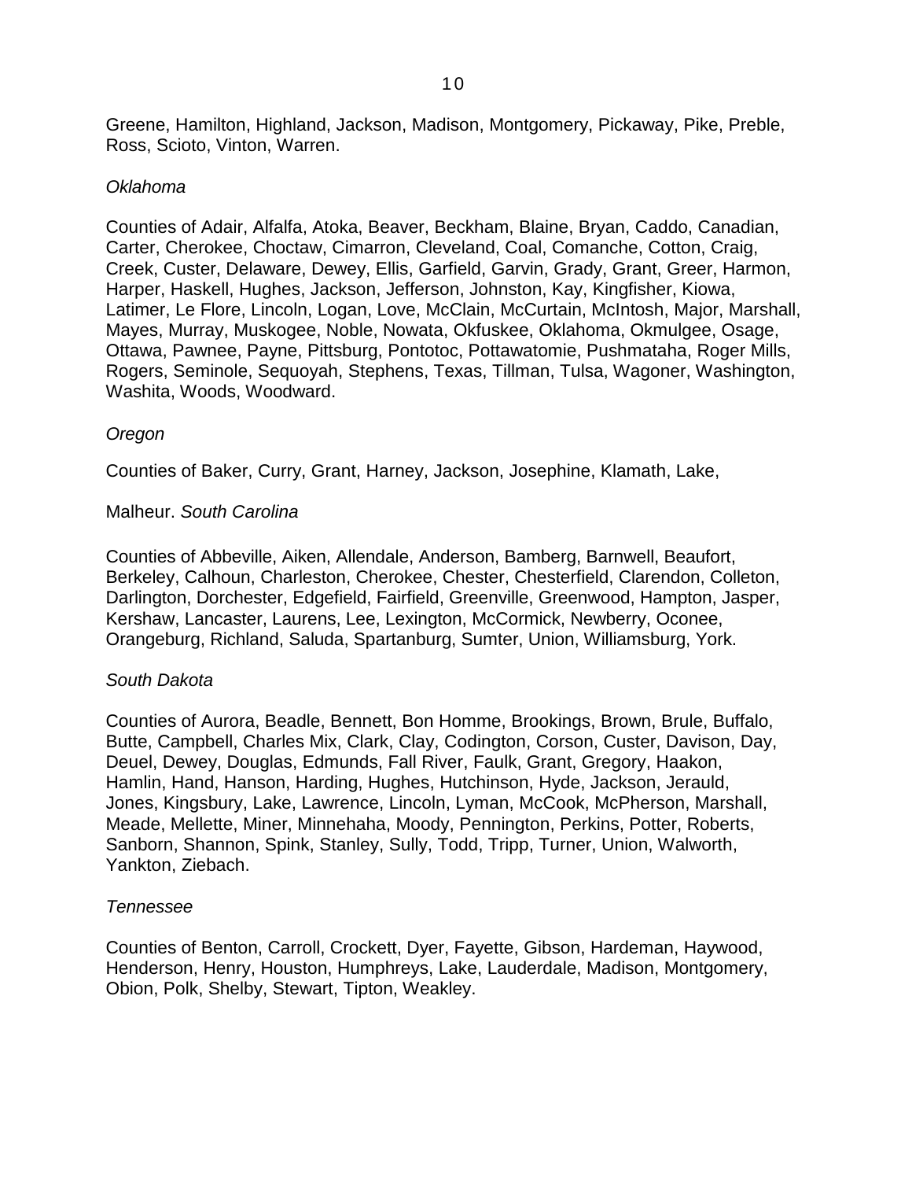Greene, Hamilton, Highland, Jackson, Madison, Montgomery, Pickaway, Pike, Preble, Ross, Scioto, Vinton, Warren.

*Oklahoma*

Counties of Adair, Alfalfa, Atoka, Beaver, Beckham, Blaine, Bryan, Caddo, Canadian, Carter, Cherokee, Choctaw, Cimarron, Cleveland, Coal, Comanche, Cotton, Craig, Creek, Custer, Delaware, Dewey, Ellis, Garfield, Garvin, Grady, Grant, Greer, Harmon, Harper, Haskell, Hughes, Jackson, Jefferson, Johnston, Kay, Kingfisher, Kiowa, Latimer, Le Flore, Lincoln, Logan, Love, McClain, McCurtain, McIntosh, Major, Marshall, Mayes, Murray, Muskogee, Noble, Nowata, Okfuskee, Oklahoma, Okmulgee, Osage, Ottawa, Pawnee, Payne, Pittsburg, Pontotoc, Pottawatomie, Pushmataha, Roger Mills, Rogers, Seminole, Sequoyah, Stephens, Texas, Tillman, Tulsa, Wagoner, Washington, Washita, Woods, Woodward.

*Oregon*

Counties of Baker, Curry, Grant, Harney, Jackson, Josephine, Klamath, Lake,

Malheur. *South Carolina*

Counties of Abbeville, Aiken, Allendale, Anderson, Bamberg, Barnwell, Beaufort, Berkeley, Calhoun, Charleston, Cherokee, Chester, Chesterfield, Clarendon, Colleton, Darlington, Dorchester, Edgefield, Fairfield, Greenville, Greenwood, Hampton, Jasper, Kershaw, Lancaster, Laurens, Lee, Lexington, McCormick, Newberry, Oconee, Orangeburg, Richland, Saluda, Spartanburg, Sumter, Union, Williamsburg, York.

*South Dakota*

Counties of Aurora, Beadle, Bennett, Bon Homme, Brookings, Brown, Brule, Buffalo, Butte, Campbell, Charles Mix, Clark, Clay, Codington, Corson, Custer, Davison, Day, Deuel, Dewey, Douglas, Edmunds, Fall River, Faulk, Grant, Gregory, Haakon, Hamlin, Hand, Hanson, Harding, Hughes, Hutchinson, Hyde, Jackson, Jerauld, Jones, Kingsbury, Lake, Lawrence, Lincoln, Lyman, McCook, McPherson, Marshall, Meade, Mellette, Miner, Minnehaha, Moody, Pennington, Perkins, Potter, Roberts, Sanborn, Shannon, Spink, Stanley, Sully, Todd, Tripp, Turner, Union, Walworth, Yankton, Ziebach.

*Tennessee*

Counties of Benton, Carroll, Crockett, Dyer, Fayette, Gibson, Hardeman, Haywood, Henderson, Henry, Houston, Humphreys, Lake, Lauderdale, Madison, Montgomery, Obion, Polk, Shelby, Stewart, Tipton, Weakley.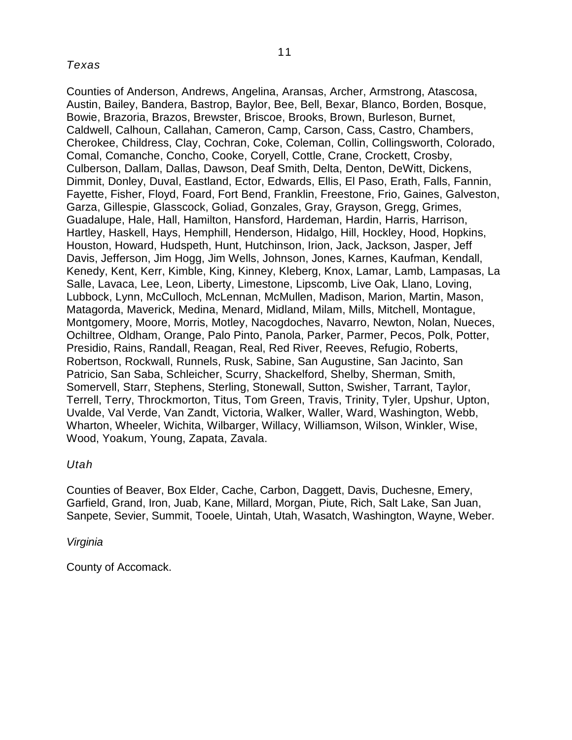*Texas*

Counties of Anderson, Andrews, Angelina, Aransas, Archer, Armstrong, Atascosa, Austin, Bailey, Bandera, Bastrop, Baylor, Bee, Bell, Bexar, Blanco, Borden, Bosque, Bowie, Brazoria, Brazos, Brewster, Briscoe, Brooks, Brown, Burleson, Burnet, Caldwell, Calhoun, Callahan, Cameron, Camp, Carson, Cass, Castro, Chambers, Cherokee, Childress, Clay, Cochran, Coke, Coleman, Collin, Collingsworth, Colorado, Comal, Comanche, Concho, Cooke, Coryell, Cottle, Crane, Crockett, Crosby, Culberson, Dallam, Dallas, Dawson, Deaf Smith, Delta, Denton, DeWitt, Dickens, Dimmit, Donley, Duval, Eastland, Ector, Edwards, Ellis, El Paso, Erath, Falls, Fannin, Fayette, Fisher, Floyd, Foard, Fort Bend, Franklin, Freestone, Frio, Gaines, Galveston, Garza, Gillespie, Glasscock, Goliad, Gonzales, Gray, Grayson, Gregg, Grimes, Guadalupe, Hale, Hall, Hamilton, Hansford, Hardeman, Hardin, Harris, Harrison, Hartley, Haskell, Hays, Hemphill, Henderson, Hidalgo, Hill, Hockley, Hood, Hopkins, Houston, Howard, Hudspeth, Hunt, Hutchinson, Irion, Jack, Jackson, Jasper, Jeff Davis, Jefferson, Jim Hogg, Jim Wells, Johnson, Jones, Karnes, Kaufman, Kendall, Kenedy, Kent, Kerr, Kimble, King, Kinney, Kleberg, Knox, Lamar, Lamb, Lampasas, La Salle, Lavaca, Lee, Leon, Liberty, Limestone, Lipscomb, Live Oak, Llano, Loving, Lubbock, Lynn, McCulloch, McLennan, McMullen, Madison, Marion, Martin, Mason, Matagorda, Maverick, Medina, Menard, Midland, Milam, Mills, Mitchell, Montague, Montgomery, Moore, Morris, Motley, Nacogdoches, Navarro, Newton, Nolan, Nueces, Ochiltree, Oldham, Orange, Palo Pinto, Panola, Parker, Parmer, Pecos, Polk, Potter, Presidio, Rains, Randall, Reagan, Real, Red River, Reeves, Refugio, Roberts, Robertson, Rockwall, Runnels, Rusk, Sabine, San Augustine, San Jacinto, San Patricio, San Saba, Schleicher, Scurry, Shackelford, Shelby, Sherman, Smith, Somervell, Starr, Stephens, Sterling, Stonewall, Sutton, Swisher, Tarrant, Taylor, Terrell, Terry, Throckmorton, Titus, Tom Green, Travis, Trinity, Tyler, Upshur, Upton, Uvalde, Val Verde, Van Zandt, Victoria, Walker, Waller, Ward, Washington, Webb, Wharton, Wheeler, Wichita, Wilbarger, Willacy, Williamson, Wilson, Winkler, Wise, Wood, Yoakum, Young, Zapata, Zavala.

*Utah*

Counties of Beaver, Box Elder, Cache, Carbon, Daggett, Davis, Duchesne, Emery, Garfield, Grand, Iron, Juab, Kane, Millard, Morgan, Piute, Rich, Salt Lake, San Juan, Sanpete, Sevier, Summit, Tooele, Uintah, Utah, Wasatch, Washington, Wayne, Weber.

*Virginia*

County of Accomack.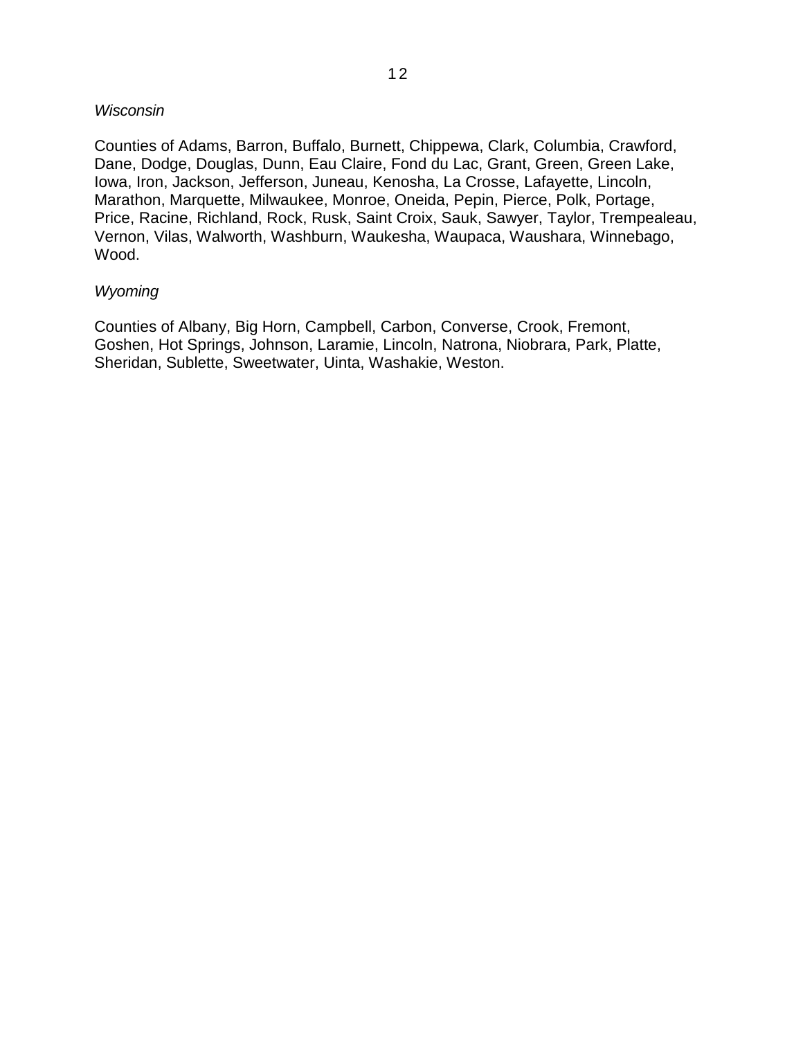*Wisconsin*

Counties of Adams, Barron, Buffalo, Burnett, Chippewa, Clark, Columbia, Crawford, Dane, Dodge, Douglas, Dunn, Eau Claire, Fond du Lac, Grant, Green, Green Lake, Iowa, Iron, Jackson, Jefferson, Juneau, Kenosha, La Crosse, Lafayette, Lincoln, Marathon, Marquette, Milwaukee, Monroe, Oneida, Pepin, Pierce, Polk, Portage, Price, Racine, Richland, Rock, Rusk, Saint Croix, Sauk, Sawyer, Taylor, Trempealeau, Vernon, Vilas, Walworth, Washburn, Waukesha, Waupaca, Waushara, Winnebago, Wood.

*Wyoming*

Counties of Albany, Big Horn, Campbell, Carbon, Converse, Crook, Fremont, Goshen, Hot Springs, Johnson, Laramie, Lincoln, Natrona, Niobrara, Park, Platte, Sheridan, Sublette, Sweetwater, Uinta, Washakie, Weston.